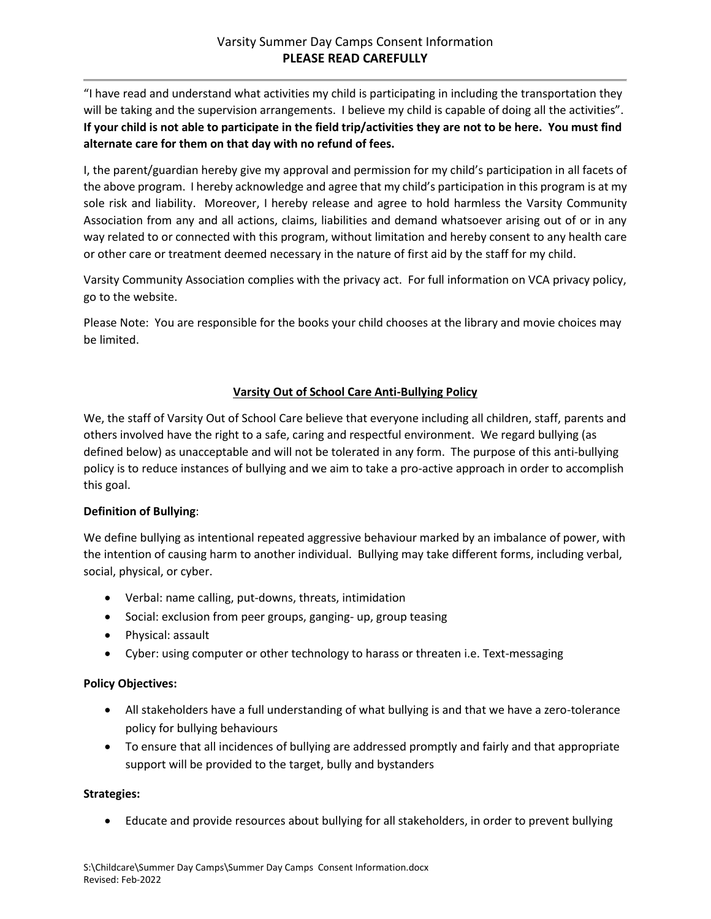# Varsity Summer Day Camps Consent Information
## PLEASE READ CAREFULLY

---

"I have read and understand what activities my child is participating in including the transportation they will be taking and the supervision arrangements. I believe my child is capable of doing all the activities". **If your child is not able to participate in the field trip/activities they are not to be here. You must find alternate care for them on that day with no refund of fees.**

I, the parent/guardian hereby give my approval and permission for my child's participation in all facets of the above program. I hereby acknowledge and agree that my child's participation in this program is at my sole risk and liability. Moreover, I hereby release and agree to hold harmless the Varsity Community Association from any and all actions, claims, liabilities and demand whatsoever arising out of or in any way related to or connected with this program, without limitation and hereby consent to any health care or other care or treatment deemed necessary in the nature of first aid by the staff for my child.

Varsity Community Association complies with the privacy act. For full information on VCA privacy policy, go to the website.

Please Note: You are responsible for the books your child chooses at the library and movie choices may be limited.

## Varsity Out of School Care Anti-Bullying Policy

We, the staff of Varsity Out of School Care believe that everyone including all children, staff, parents and others involved have the right to a safe, caring and respectful environment. We regard bullying (as defined below) as unacceptable and will not be tolerated in any form. The purpose of this anti-bullying policy is to reduce instances of bullying and we aim to take a pro-active approach in order to accomplish this goal.

**Definition of Bullying**:

We define bullying as intentional repeated aggressive behaviour marked by an imbalance of power, with the intention of causing harm to another individual. Bullying may take different forms, including verbal, social, physical, or cyber.

- Verbal: name calling, put-downs, threats, intimidation
- Social: exclusion from peer groups, ganging- up, group teasing
- Physical: assault
- Cyber: using computer or other technology to harass or threaten i.e. Text-messaging

**Policy Objectives:**

- All stakeholders have a full understanding of what bullying is and that we have a zero-tolerance policy for bullying behaviours
- To ensure that all incidences of bullying are addressed promptly and fairly and that appropriate support will be provided to the target, bully and bystanders

**Strategies:**

- Educate and provide resources about bullying for all stakeholders, in order to prevent bullying

S:\Childcare\Summer Day Camps\Summer Day Camps Consent Information.docx
Revised: Feb-2022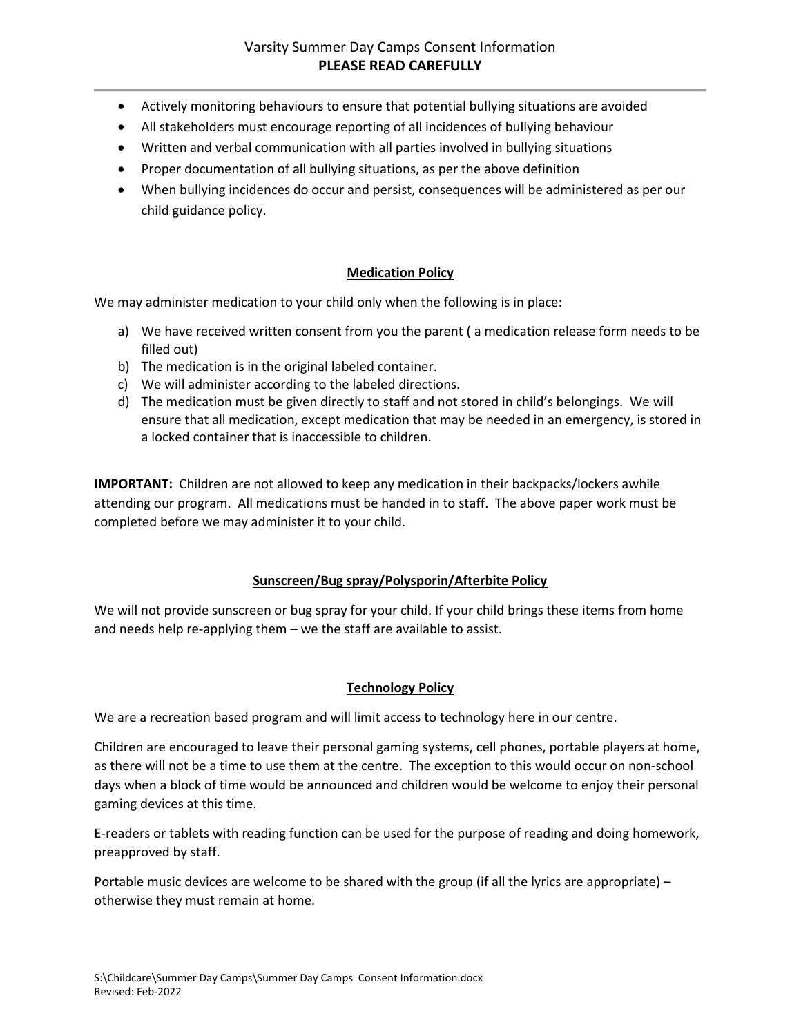- Actively monitoring behaviours to ensure that potential bullying situations are avoided
- All stakeholders must encourage reporting of all incidences of bullying behaviour
- Written and verbal communication with all parties involved in bullying situations
- Proper documentation of all bullying situations, as per the above definition
- When bullying incidences do occur and persist, consequences will be administered as per our child guidance policy.

## Medication Policy

We may administer medication to your child only when the following is in place:

a) We have received written consent from you the parent ( a medication release form needs to be filled out)
b) The medication is in the original labeled container.
c) We will administer according to the labeled directions.
d) The medication must be given directly to staff and not stored in child's belongings. We will ensure that all medication, except medication that may be needed in an emergency, is stored in a locked container that is inaccessible to children.

**IMPORTANT:** Children are not allowed to keep any medication in their backpacks/lockers awhile attending our program. All medications must be handed in to staff. The above paper work must be completed before we may administer it to your child.

## Sunscreen/Bug spray/Polysporin/Afterbite Policy

We will not provide sunscreen or bug spray for your child. If your child brings these items from home and needs help re-applying them – we the staff are available to assist.

## Technology Policy

We are a recreation based program and will limit access to technology here in our centre.

Children are encouraged to leave their personal gaming systems, cell phones, portable players at home, as there will not be a time to use them at the centre. The exception to this would occur on non-school days when a block of time would be announced and children would be welcome to enjoy their personal gaming devices at this time.

E-readers or tablets with reading function can be used for the purpose of reading and doing homework, preapproved by staff.

Portable music devices are welcome to be shared with the group (if all the lyrics are appropriate) – otherwise they must remain at home.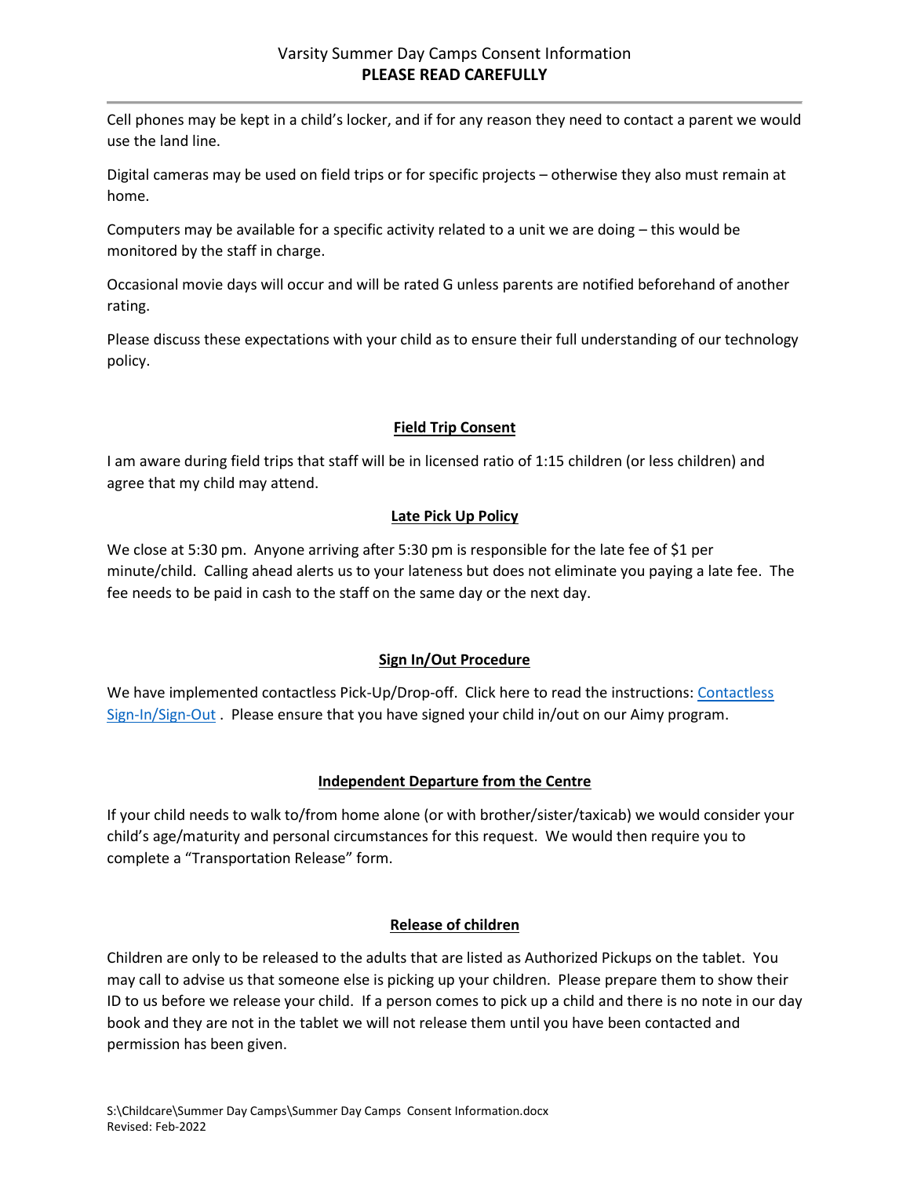Cell phones may be kept in a child's locker, and if for any reason they need to contact a parent we would use the land line.

Digital cameras may be used on field trips or for specific projects – otherwise they also must remain at home.

Computers may be available for a specific activity related to a unit we are doing – this would be monitored by the staff in charge.

Occasional movie days will occur and will be rated G unless parents are notified beforehand of another rating.

Please discuss these expectations with your child as to ensure their full understanding of our technology policy.

## Field Trip Consent

I am aware during field trips that staff will be in licensed ratio of 1:15 children (or less children) and agree that my child may attend.

## Late Pick Up Policy

We close at 5:30 pm. Anyone arriving after 5:30 pm is responsible for the late fee of $1 per minute/child. Calling ahead alerts us to your lateness but does not eliminate you paying a late fee. The fee needs to be paid in cash to the staff on the same day or the next day.

## Sign In/Out Procedure

We have implemented contactless Pick-Up/Drop-off. Click here to read the instructions: Contactless Sign-In/Sign-Out . Please ensure that you have signed your child in/out on our Aimy program.

## Independent Departure from the Centre

If your child needs to walk to/from home alone (or with brother/sister/taxicab) we would consider your child's age/maturity and personal circumstances for this request. We would then require you to complete a "Transportation Release" form.

## Release of children

Children are only to be released to the adults that are listed as Authorized Pickups on the tablet. You may call to advise us that someone else is picking up your children. Please prepare them to show their ID to us before we release your child. If a person comes to pick up a child and there is no note in our day book and they are not in the tablet we will not release them until you have been contacted and permission has been given.